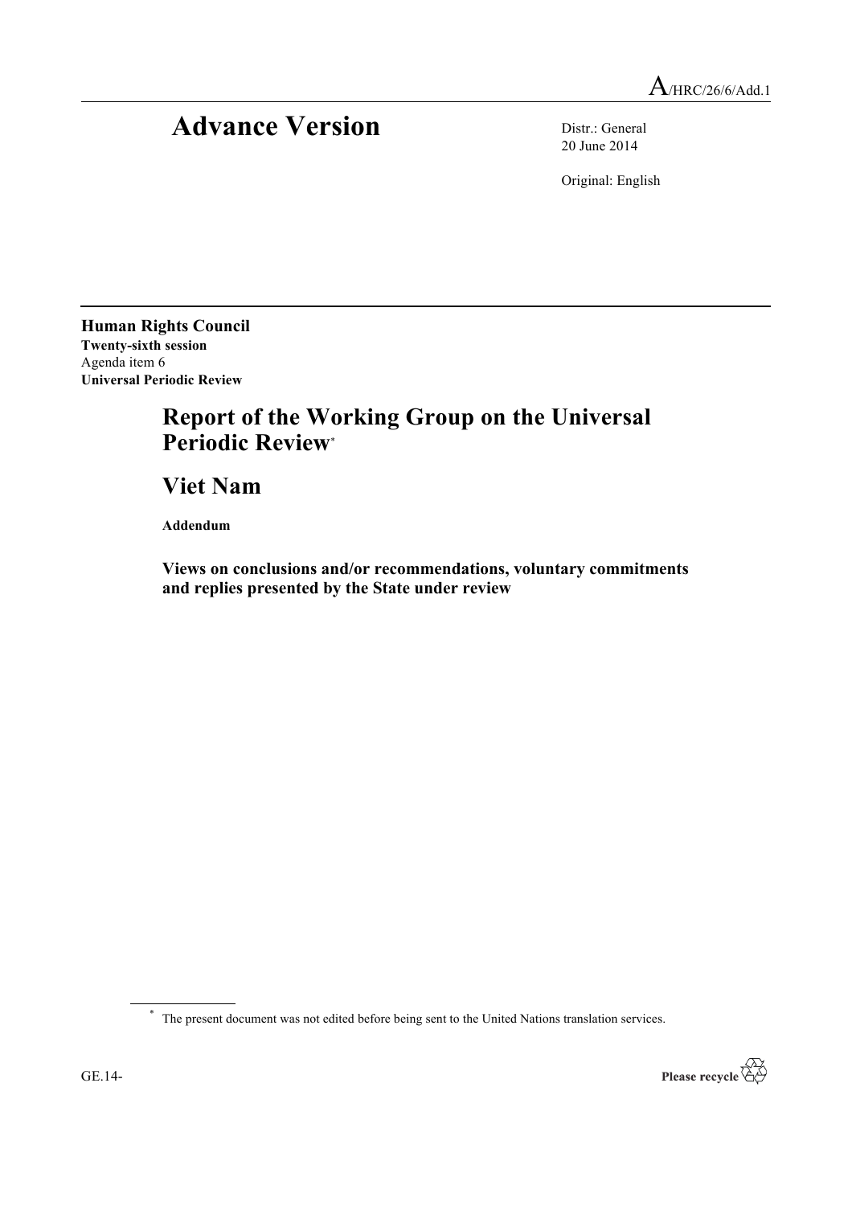A/HRC/26/6/Add.1

# Advance Version

Distr.: General
20 June 2014

Original: English

**Human Rights Council**
**Twenty-sixth session**
Agenda item 6
**Universal Periodic Review**

# Report of the Working Group on the Universal Periodic Review*

## Viet Nam

**Addendum**

### Views on conclusions and/or recommendations, voluntary commitments and replies presented by the State under review

---

* The present document was not edited before being sent to the United Nations translation services.

GE.14-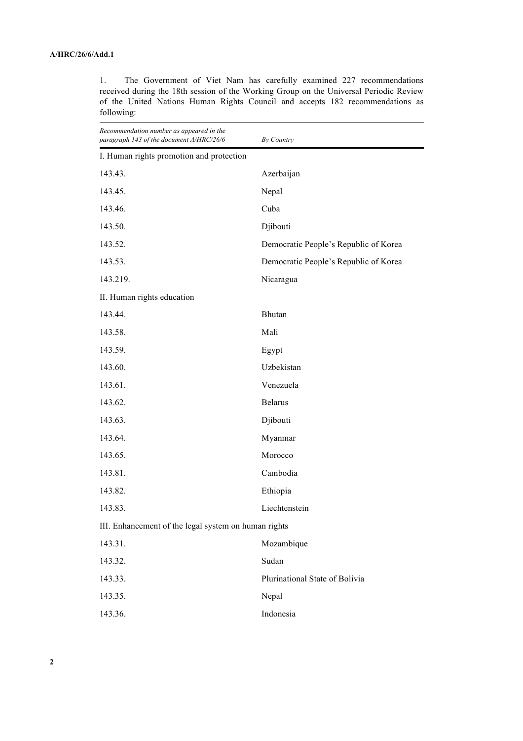1. The Government of Viet Nam has carefully examined 227 recommendations received during the 18th session of the Working Group on the Universal Periodic Review of the United Nations Human Rights Council and accepts 182 recommendations as following:

| *Recommendation number as appeared in the paragraph 143 of the document A/HRC/26/6* | *By Country* |
| --- | --- |
| I. Human rights promotion and protection | |
| 143.43. | Azerbaijan |
| 143.45. | Nepal |
| 143.46. | Cuba |
| 143.50. | Djibouti |
| 143.52. | Democratic People's Republic of Korea |
| 143.53. | Democratic People's Republic of Korea |
| 143.219. | Nicaragua |
| II. Human rights education | |
| 143.44. | Bhutan |
| 143.58. | Mali |
| 143.59. | Egypt |
| 143.60. | Uzbekistan |
| 143.61. | Venezuela |
| 143.62. | Belarus |
| 143.63. | Djibouti |
| 143.64. | Myanmar |
| 143.65. | Morocco |
| 143.81. | Cambodia |
| 143.82. | Ethiopia |
| 143.83. | Liechtenstein |
| III. Enhancement of the legal system on human rights | |
| 143.31. | Mozambique |
| 143.32. | Sudan |
| 143.33. | Plurinational State of Bolivia |
| 143.35. | Nepal |
| 143.36. | Indonesia |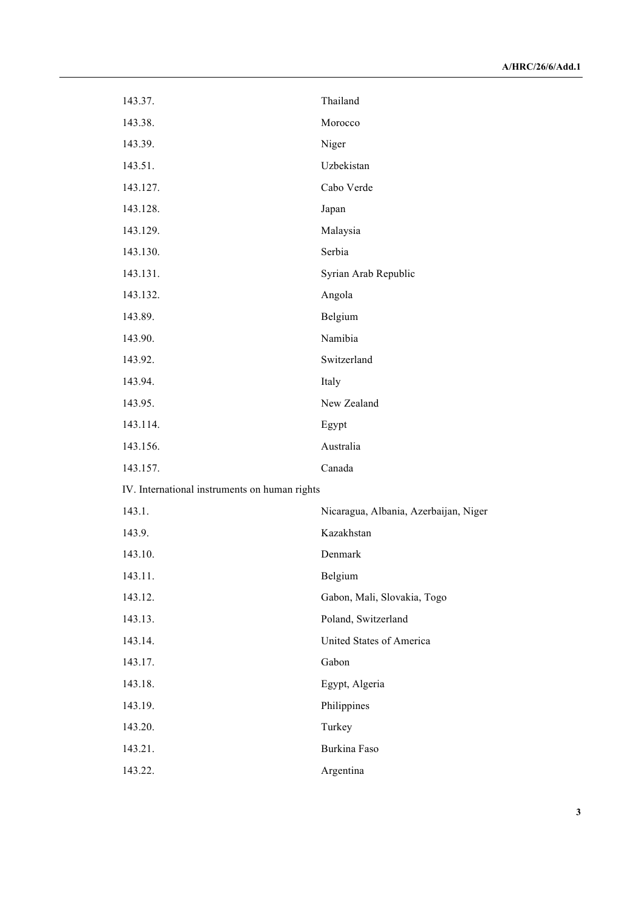| | |
|---|---|
| 143.37. | Thailand |
| 143.38. | Morocco |
| 143.39. | Niger |
| 143.51. | Uzbekistan |
| 143.127. | Cabo Verde |
| 143.128. | Japan |
| 143.129. | Malaysia |
| 143.130. | Serbia |
| 143.131. | Syrian Arab Republic |
| 143.132. | Angola |
| 143.89. | Belgium |
| 143.90. | Namibia |
| 143.92. | Switzerland |
| 143.94. | Italy |
| 143.95. | New Zealand |
| 143.114. | Egypt |
| 143.156. | Australia |
| 143.157. | Canada |
| IV. International instruments on human rights | |
| 143.1. | Nicaragua, Albania, Azerbaijan, Niger |
| 143.9. | Kazakhstan |
| 143.10. | Denmark |
| 143.11. | Belgium |
| 143.12. | Gabon, Mali, Slovakia, Togo |
| 143.13. | Poland, Switzerland |
| 143.14. | United States of America |
| 143.17. | Gabon |
| 143.18. | Egypt, Algeria |
| 143.19. | Philippines |
| 143.20. | Turkey |
| 143.21. | Burkina Faso |
| 143.22. | Argentina |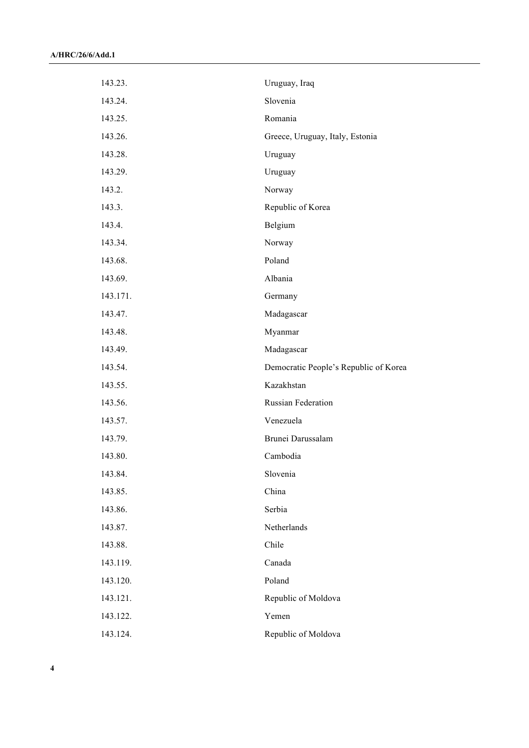| | |
|---|---|
| 143.23. | Uruguay, Iraq |
| 143.24. | Slovenia |
| 143.25. | Romania |
| 143.26. | Greece, Uruguay, Italy, Estonia |
| 143.28. | Uruguay |
| 143.29. | Uruguay |
| 143.2. | Norway |
| 143.3. | Republic of Korea |
| 143.4. | Belgium |
| 143.34. | Norway |
| 143.68. | Poland |
| 143.69. | Albania |
| 143.171. | Germany |
| 143.47. | Madagascar |
| 143.48. | Myanmar |
| 143.49. | Madagascar |
| 143.54. | Democratic People's Republic of Korea |
| 143.55. | Kazakhstan |
| 143.56. | Russian Federation |
| 143.57. | Venezuela |
| 143.79. | Brunei Darussalam |
| 143.80. | Cambodia |
| 143.84. | Slovenia |
| 143.85. | China |
| 143.86. | Serbia |
| 143.87. | Netherlands |
| 143.88. | Chile |
| 143.119. | Canada |
| 143.120. | Poland |
| 143.121. | Republic of Moldova |
| 143.122. | Yemen |
| 143.124. | Republic of Moldova |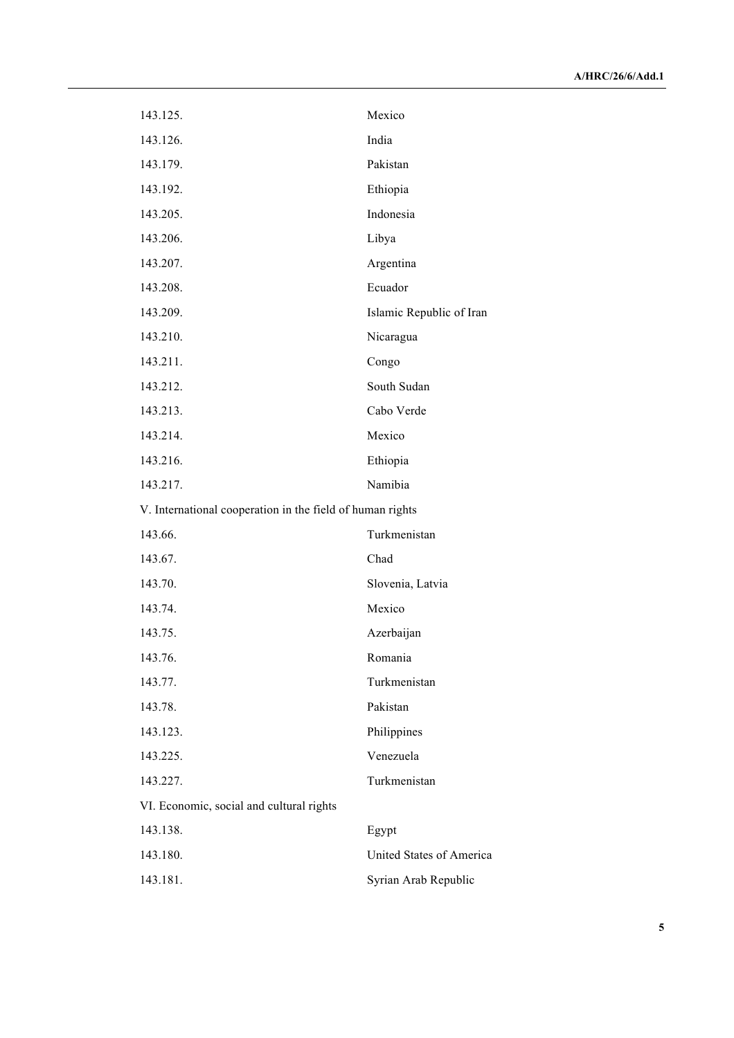| | |
|---|---|
| 143.125. | Mexico |
| 143.126. | India |
| 143.179. | Pakistan |
| 143.192. | Ethiopia |
| 143.205. | Indonesia |
| 143.206. | Libya |
| 143.207. | Argentina |
| 143.208. | Ecuador |
| 143.209. | Islamic Republic of Iran |
| 143.210. | Nicaragua |
| 143.211. | Congo |
| 143.212. | South Sudan |
| 143.213. | Cabo Verde |
| 143.214. | Mexico |
| 143.216. | Ethiopia |
| 143.217. | Namibia |
| V. International cooperation in the field of human rights | |
| 143.66. | Turkmenistan |
| 143.67. | Chad |
| 143.70. | Slovenia, Latvia |
| 143.74. | Mexico |
| 143.75. | Azerbaijan |
| 143.76. | Romania |
| 143.77. | Turkmenistan |
| 143.78. | Pakistan |
| 143.123. | Philippines |
| 143.225. | Venezuela |
| 143.227. | Turkmenistan |
| VI. Economic, social and cultural rights | |
| 143.138. | Egypt |
| 143.180. | United States of America |
| 143.181. | Syrian Arab Republic |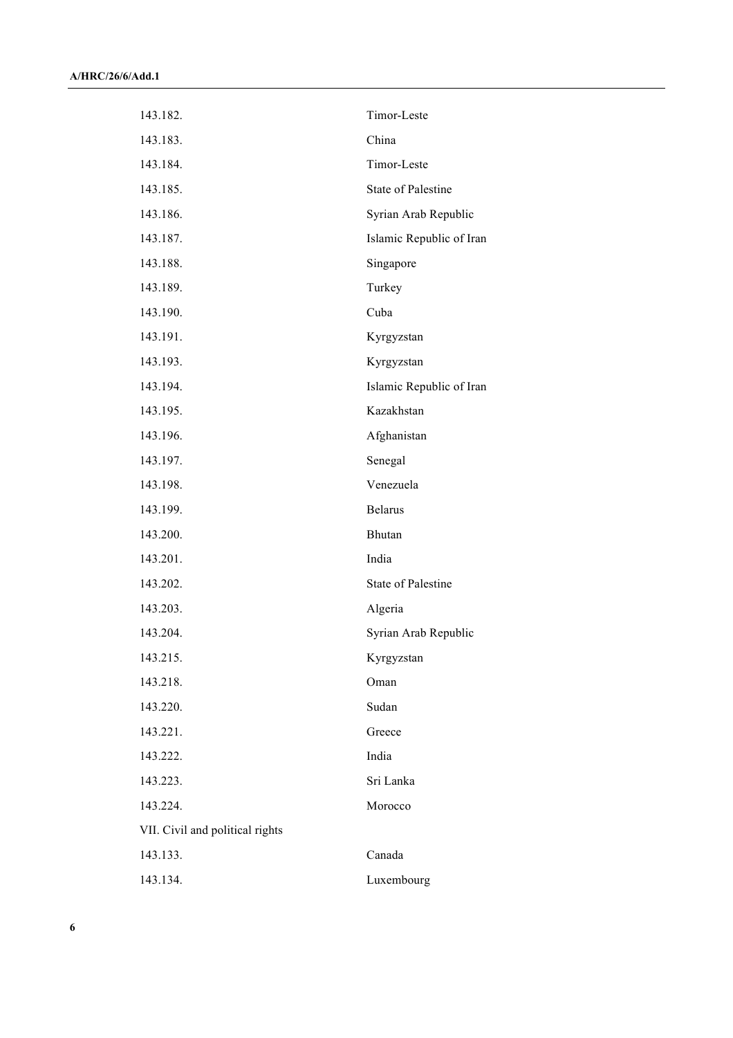| | |
|---|---|
| 143.182. | Timor-Leste |
| 143.183. | China |
| 143.184. | Timor-Leste |
| 143.185. | State of Palestine |
| 143.186. | Syrian Arab Republic |
| 143.187. | Islamic Republic of Iran |
| 143.188. | Singapore |
| 143.189. | Turkey |
| 143.190. | Cuba |
| 143.191. | Kyrgyzstan |
| 143.193. | Kyrgyzstan |
| 143.194. | Islamic Republic of Iran |
| 143.195. | Kazakhstan |
| 143.196. | Afghanistan |
| 143.197. | Senegal |
| 143.198. | Venezuela |
| 143.199. | Belarus |
| 143.200. | Bhutan |
| 143.201. | India |
| 143.202. | State of Palestine |
| 143.203. | Algeria |
| 143.204. | Syrian Arab Republic |
| 143.215. | Kyrgyzstan |
| 143.218. | Oman |
| 143.220. | Sudan |
| 143.221. | Greece |
| 143.222. | India |
| 143.223. | Sri Lanka |
| 143.224. | Morocco |
| VII. Civil and political rights | |
| 143.133. | Canada |
| 143.134. | Luxembourg |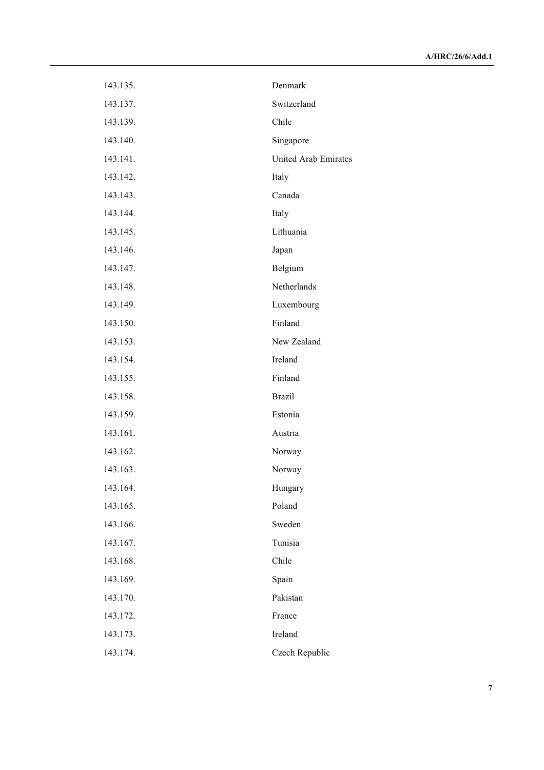| | |
|---|---|
| 143.135. | Denmark |
| 143.137. | Switzerland |
| 143.139. | Chile |
| 143.140. | Singapore |
| 143.141. | United Arab Emirates |
| 143.142. | Italy |
| 143.143. | Canada |
| 143.144. | Italy |
| 143.145. | Lithuania |
| 143.146. | Japan |
| 143.147. | Belgium |
| 143.148. | Netherlands |
| 143.149. | Luxembourg |
| 143.150. | Finland |
| 143.153. | New Zealand |
| 143.154. | Ireland |
| 143.155. | Finland |
| 143.158. | Brazil |
| 143.159. | Estonia |
| 143.161. | Austria |
| 143.162. | Norway |
| 143.163. | Norway |
| 143.164. | Hungary |
| 143.165. | Poland |
| 143.166. | Sweden |
| 143.167. | Tunisia |
| 143.168. | Chile |
| 143.169. | Spain |
| 143.170. | Pakistan |
| 143.172. | France |
| 143.173. | Ireland |
| 143.174. | Czech Republic |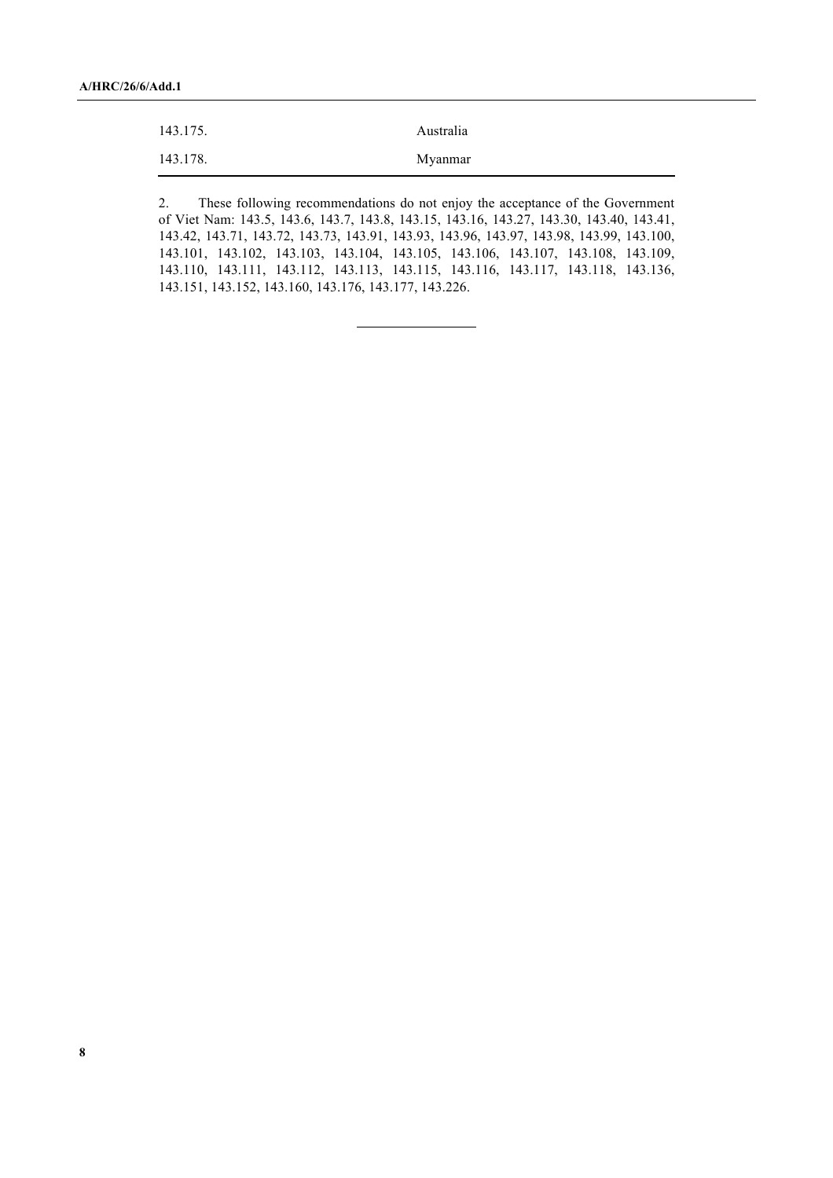| | |
|---|---|
| 143.175. | Australia |
| 143.178. | Myanmar |

2. These following recommendations do not enjoy the acceptance of the Government of Viet Nam: 143.5, 143.6, 143.7, 143.8, 143.15, 143.16, 143.27, 143.30, 143.40, 143.41, 143.42, 143.71, 143.72, 143.73, 143.91, 143.93, 143.96, 143.97, 143.98, 143.99, 143.100, 143.101, 143.102, 143.103, 143.104, 143.105, 143.106, 143.107, 143.108, 143.109, 143.110, 143.111, 143.112, 143.113, 143.115, 143.116, 143.117, 143.118, 143.136, 143.151, 143.152, 143.160, 143.176, 143.177, 143.226.